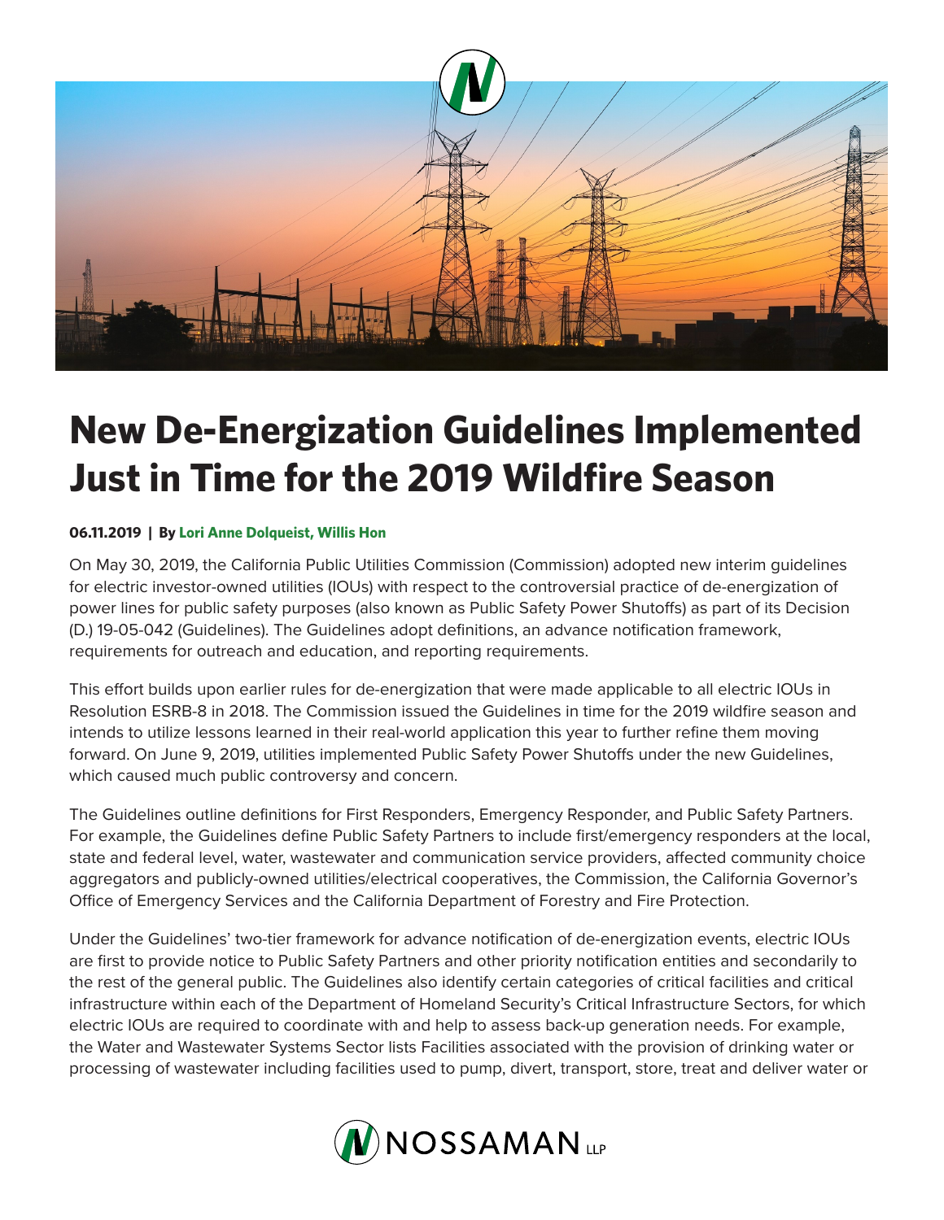# New De-Energization Guidelines Implemented Just in Time for the 2019 Wildfire Season

**06.11.2019 | By Lori Anne Dolqueist, Willis Hon**

On May 30, 2019, the California Public Utilities Commission (Commission) adopted new interim guidelines for electric investor-owned utilities (IOUs) with respect to the controversial practice of de-energization of power lines for public safety purposes (also known as Public Safety Power Shutoffs) as part of its Decision (D.) 19-05-042 (Guidelines). The Guidelines adopt definitions, an advance notification framework, requirements for outreach and education, and reporting requirements.

This effort builds upon earlier rules for de-energization that were made applicable to all electric IOUs in Resolution ESRB-8 in 2018. The Commission issued the Guidelines in time for the 2019 wildfire season and intends to utilize lessons learned in their real-world application this year to further refine them moving forward. On June 9, 2019, utilities implemented Public Safety Power Shutoffs under the new Guidelines, which caused much public controversy and concern.

The Guidelines outline definitions for First Responders, Emergency Responder, and Public Safety Partners. For example, the Guidelines define Public Safety Partners to include first/emergency responders at the local, state and federal level, water, wastewater and communication service providers, affected community choice aggregators and publicly-owned utilities/electrical cooperatives, the Commission, the California Governor's Office of Emergency Services and the California Department of Forestry and Fire Protection.

Under the Guidelines' two-tier framework for advance notification of de-energization events, electric IOUs are first to provide notice to Public Safety Partners and other priority notification entities and secondarily to the rest of the general public. The Guidelines also identify certain categories of critical facilities and critical infrastructure within each of the Department of Homeland Security's Critical Infrastructure Sectors, for which electric IOUs are required to coordinate with and help to assess back-up generation needs. For example, the Water and Wastewater Systems Sector lists Facilities associated with the provision of drinking water or processing of wastewater including facilities used to pump, divert, transport, store, treat and deliver water or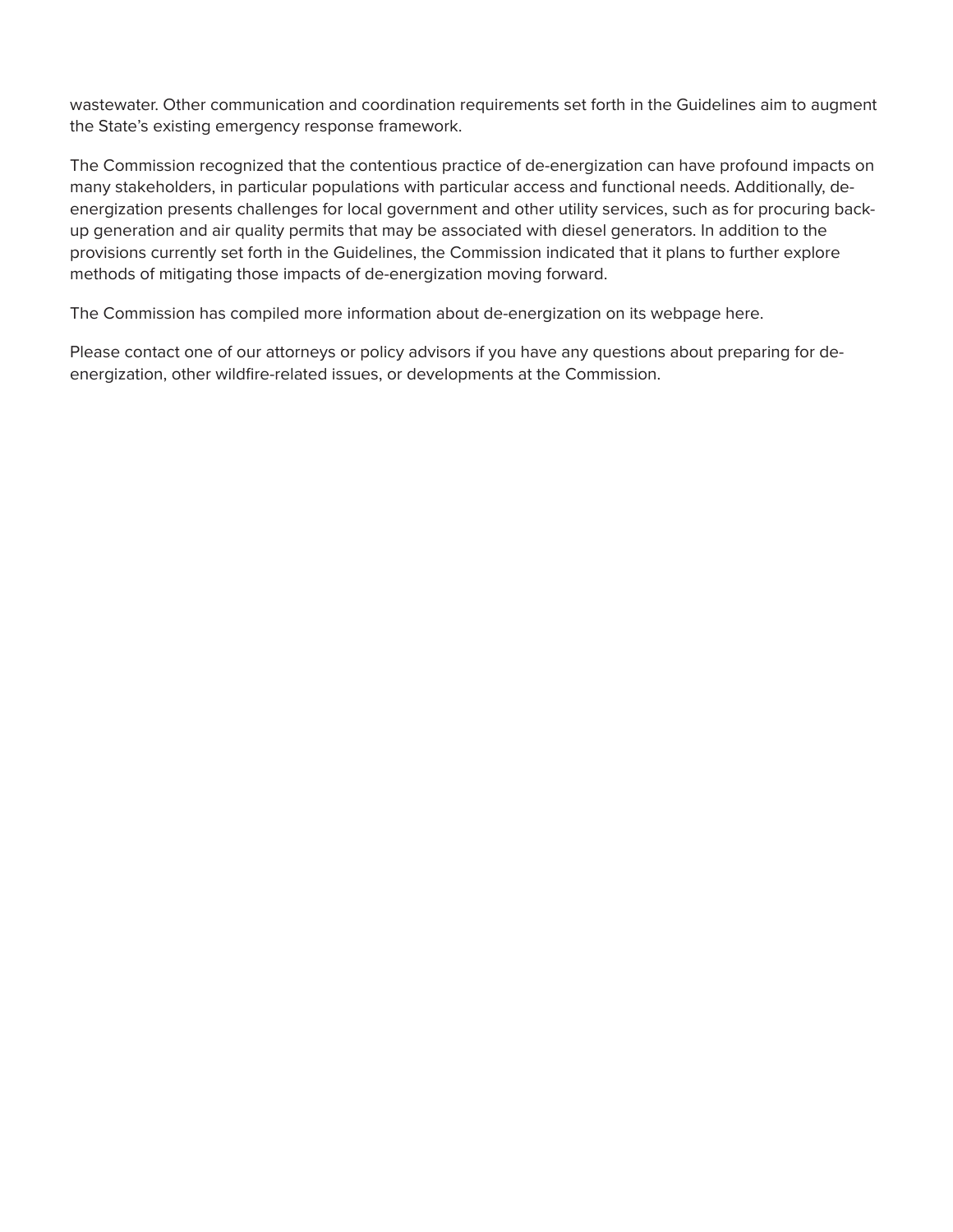wastewater. Other communication and coordination requirements set forth in the Guidelines aim to augment the State's existing emergency response framework.

The Commission recognized that the contentious practice of de-energization can have profound impacts on many stakeholders, in particular populations with particular access and functional needs. Additionally, de-energization presents challenges for local government and other utility services, such as for procuring back-up generation and air quality permits that may be associated with diesel generators. In addition to the provisions currently set forth in the Guidelines, the Commission indicated that it plans to further explore methods of mitigating those impacts of de-energization moving forward.

The Commission has compiled more information about de-energization on its webpage here.

Please contact one of our attorneys or policy advisors if you have any questions about preparing for de-energization, other wildfire-related issues, or developments at the Commission.